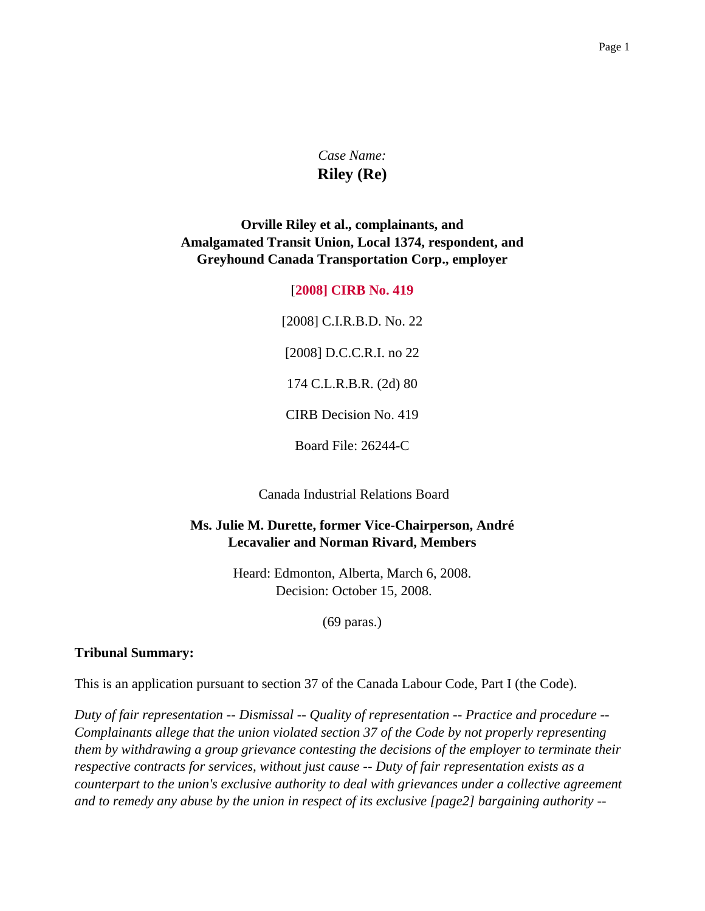*Case Name:*

# Riley (Re)

**Orville Riley et al., complainants, and**
**Amalgamated Transit Union, Local 1374, respondent, and**
**Greyhound Canada Transportation Corp., employer**

[**2008] CIRB No. 419**

[2008] C.I.R.B.D. No. 22

[2008] D.C.C.R.I. no 22

174 C.L.R.B.R. (2d) 80

CIRB Decision No. 419

Board File: 26244-C

Canada Industrial Relations Board

**Ms. Julie M. Durette, former Vice-Chairperson, André Lecavalier and Norman Rivard, Members**

Heard: Edmonton, Alberta, March 6, 2008.
Decision: October 15, 2008.

(69 paras.)

**Tribunal Summary:**

This is an application pursuant to section 37 of the Canada Labour Code, Part I (the Code).

*Duty of fair representation -- Dismissal -- Quality of representation -- Practice and procedure -- Complainants allege that the union violated section 37 of the Code by not properly representing them by withdrawing a group grievance contesting the decisions of the employer to terminate their respective contracts for services, without just cause -- Duty of fair representation exists as a counterpart to the union's exclusive authority to deal with grievances under a collective agreement and to remedy any abuse by the union in respect of its exclusive [page2] bargaining authority --*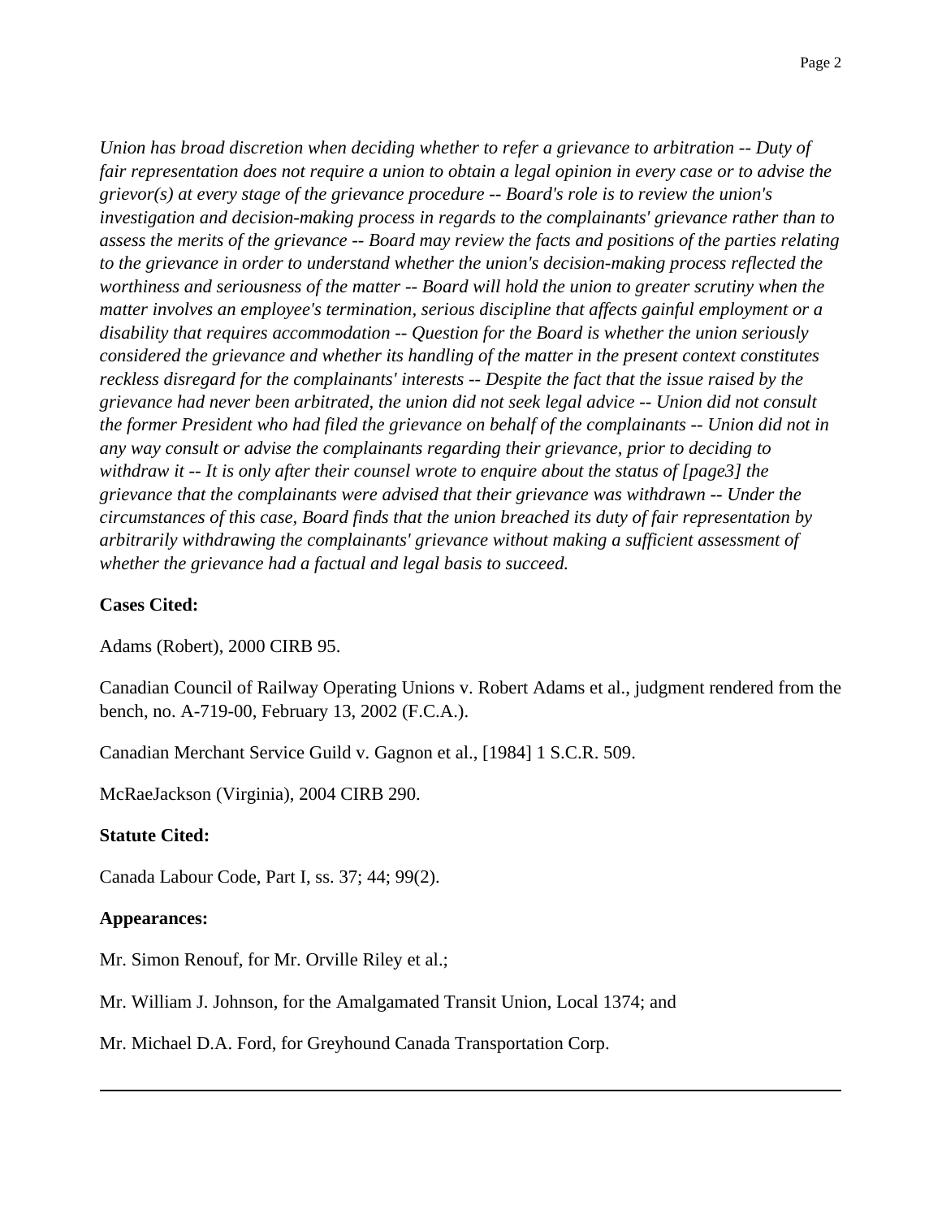*Union has broad discretion when deciding whether to refer a grievance to arbitration -- Duty of fair representation does not require a union to obtain a legal opinion in every case or to advise the grievor(s) at every stage of the grievance procedure -- Board's role is to review the union's investigation and decision-making process in regards to the complainants' grievance rather than to assess the merits of the grievance -- Board may review the facts and positions of the parties relating to the grievance in order to understand whether the union's decision-making process reflected the worthiness and seriousness of the matter -- Board will hold the union to greater scrutiny when the matter involves an employee's termination, serious discipline that affects gainful employment or a disability that requires accommodation -- Question for the Board is whether the union seriously considered the grievance and whether its handling of the matter in the present context constitutes reckless disregard for the complainants' interests -- Despite the fact that the issue raised by the grievance had never been arbitrated, the union did not seek legal advice -- Union did not consult the former President who had filed the grievance on behalf of the complainants -- Union did not in any way consult or advise the complainants regarding their grievance, prior to deciding to withdraw it -- It is only after their counsel wrote to enquire about the status of [page3] the grievance that the complainants were advised that their grievance was withdrawn -- Under the circumstances of this case, Board finds that the union breached its duty of fair representation by arbitrarily withdrawing the complainants' grievance without making a sufficient assessment of whether the grievance had a factual and legal basis to succeed.*

**Cases Cited:**

Adams (Robert), 2000 CIRB 95.

Canadian Council of Railway Operating Unions v. Robert Adams et al., judgment rendered from the bench, no. A-719-00, February 13, 2002 (F.C.A.).

Canadian Merchant Service Guild v. Gagnon et al., [1984] 1 S.C.R. 509.

McRaeJackson (Virginia), 2004 CIRB 290.

**Statute Cited:**

Canada Labour Code, Part I, ss. 37; 44; 99(2).

**Appearances:**

Mr. Simon Renouf, for Mr. Orville Riley et al.;

Mr. William J. Johnson, for the Amalgamated Transit Union, Local 1374; and

Mr. Michael D.A. Ford, for Greyhound Canada Transportation Corp.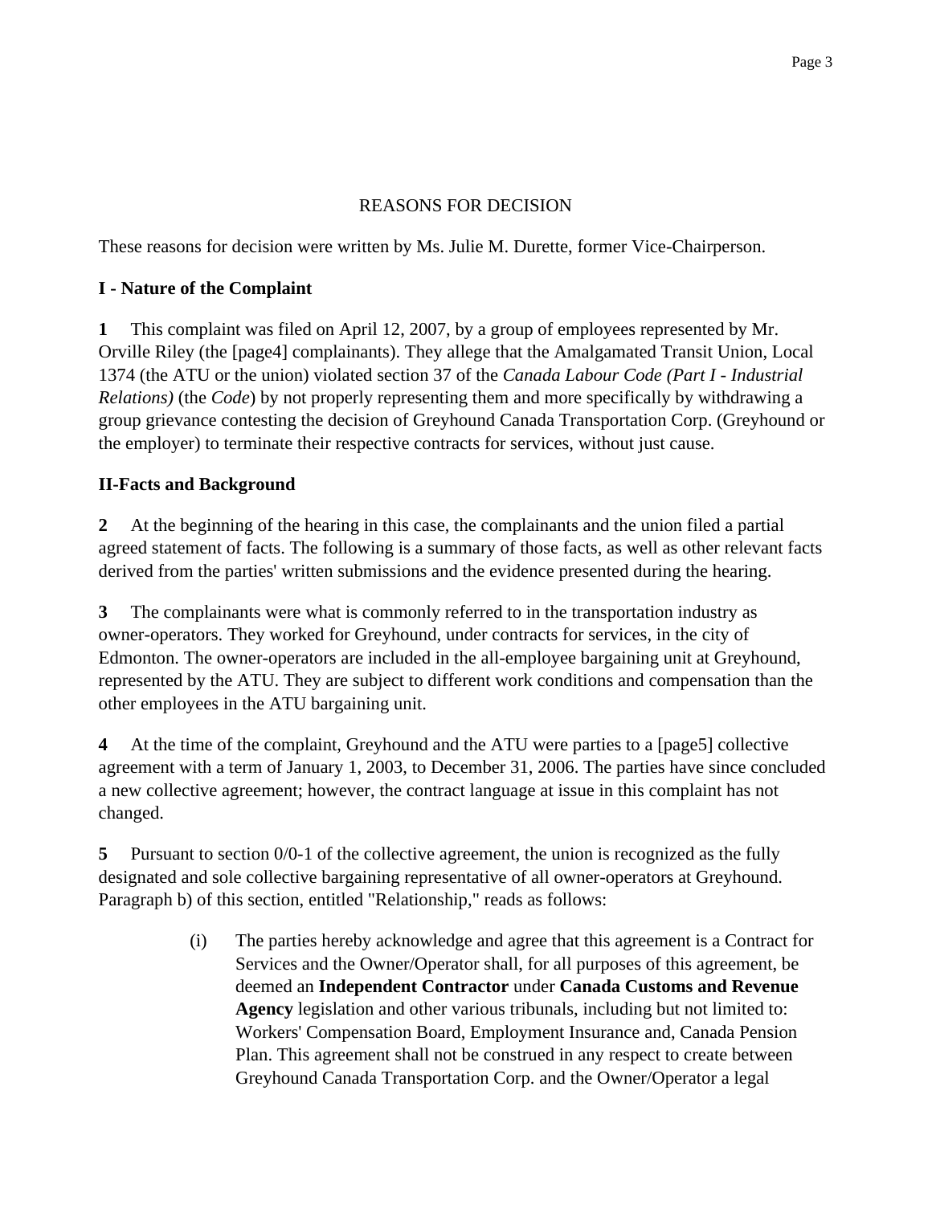REASONS FOR DECISION

These reasons for decision were written by Ms. Julie M. Durette, former Vice-Chairperson.

**I - Nature of the Complaint**

**1** This complaint was filed on April 12, 2007, by a group of employees represented by Mr. Orville Riley (the [page4] complainants). They allege that the Amalgamated Transit Union, Local 1374 (the ATU or the union) violated section 37 of the *Canada Labour Code (Part I - Industrial Relations)* (the *Code*) by not properly representing them and more specifically by withdrawing a group grievance contesting the decision of Greyhound Canada Transportation Corp. (Greyhound or the employer) to terminate their respective contracts for services, without just cause.

**II-Facts and Background**

**2** At the beginning of the hearing in this case, the complainants and the union filed a partial agreed statement of facts. The following is a summary of those facts, as well as other relevant facts derived from the parties' written submissions and the evidence presented during the hearing.

**3** The complainants were what is commonly referred to in the transportation industry as owner-operators. They worked for Greyhound, under contracts for services, in the city of Edmonton. The owner-operators are included in the all-employee bargaining unit at Greyhound, represented by the ATU. They are subject to different work conditions and compensation than the other employees in the ATU bargaining unit.

**4** At the time of the complaint, Greyhound and the ATU were parties to a [page5] collective agreement with a term of January 1, 2003, to December 31, 2006. The parties have since concluded a new collective agreement; however, the contract language at issue in this complaint has not changed.

**5** Pursuant to section 0/0-1 of the collective agreement, the union is recognized as the fully designated and sole collective bargaining representative of all owner-operators at Greyhound. Paragraph b) of this section, entitled "Relationship," reads as follows:

> (i) The parties hereby acknowledge and agree that this agreement is a Contract for Services and the Owner/Operator shall, for all purposes of this agreement, be deemed an **Independent Contractor** under **Canada Customs and Revenue Agency** legislation and other various tribunals, including but not limited to: Workers' Compensation Board, Employment Insurance and, Canada Pension Plan. This agreement shall not be construed in any respect to create between Greyhound Canada Transportation Corp. and the Owner/Operator a legal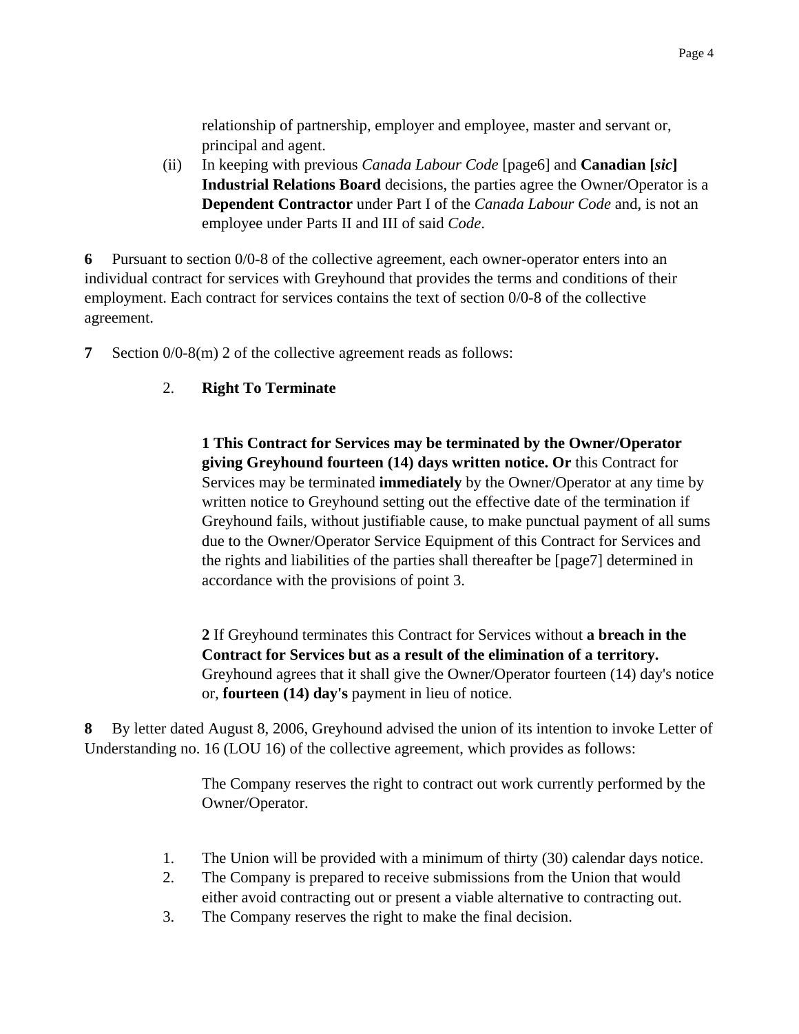relationship of partnership, employer and employee, master and servant or, principal and agent.

(ii) In keeping with previous *Canada Labour Code* [page6] and **Canadian [*sic*] Industrial Relations Board** decisions, the parties agree the Owner/Operator is a **Dependent Contractor** under Part I of the *Canada Labour Code* and, is not an employee under Parts II and III of said *Code*.

**6** Pursuant to section 0/0-8 of the collective agreement, each owner-operator enters into an individual contract for services with Greyhound that provides the terms and conditions of their employment. Each contract for services contains the text of section 0/0-8 of the collective agreement.

**7** Section 0/0-8(m) 2 of the collective agreement reads as follows:

> 2. **Right To Terminate**
>
> **1 This Contract for Services may be terminated by the Owner/Operator giving Greyhound fourteen (14) days written notice. Or** this Contract for Services may be terminated **immediately** by the Owner/Operator at any time by written notice to Greyhound setting out the effective date of the termination if Greyhound fails, without justifiable cause, to make punctual payment of all sums due to the Owner/Operator Service Equipment of this Contract for Services and the rights and liabilities of the parties shall thereafter be [page7] determined in accordance with the provisions of point 3.
>
> **2** If Greyhound terminates this Contract for Services without **a breach in the Contract for Services but as a result of the elimination of a territory.** Greyhound agrees that it shall give the Owner/Operator fourteen (14) day's notice or, **fourteen (14) day's** payment in lieu of notice.

**8** By letter dated August 8, 2006, Greyhound advised the union of its intention to invoke Letter of Understanding no. 16 (LOU 16) of the collective agreement, which provides as follows:

> The Company reserves the right to contract out work currently performed by the Owner/Operator.
>
> 1. The Union will be provided with a minimum of thirty (30) calendar days notice.
> 2. The Company is prepared to receive submissions from the Union that would either avoid contracting out or present a viable alternative to contracting out.
> 3. The Company reserves the right to make the final decision.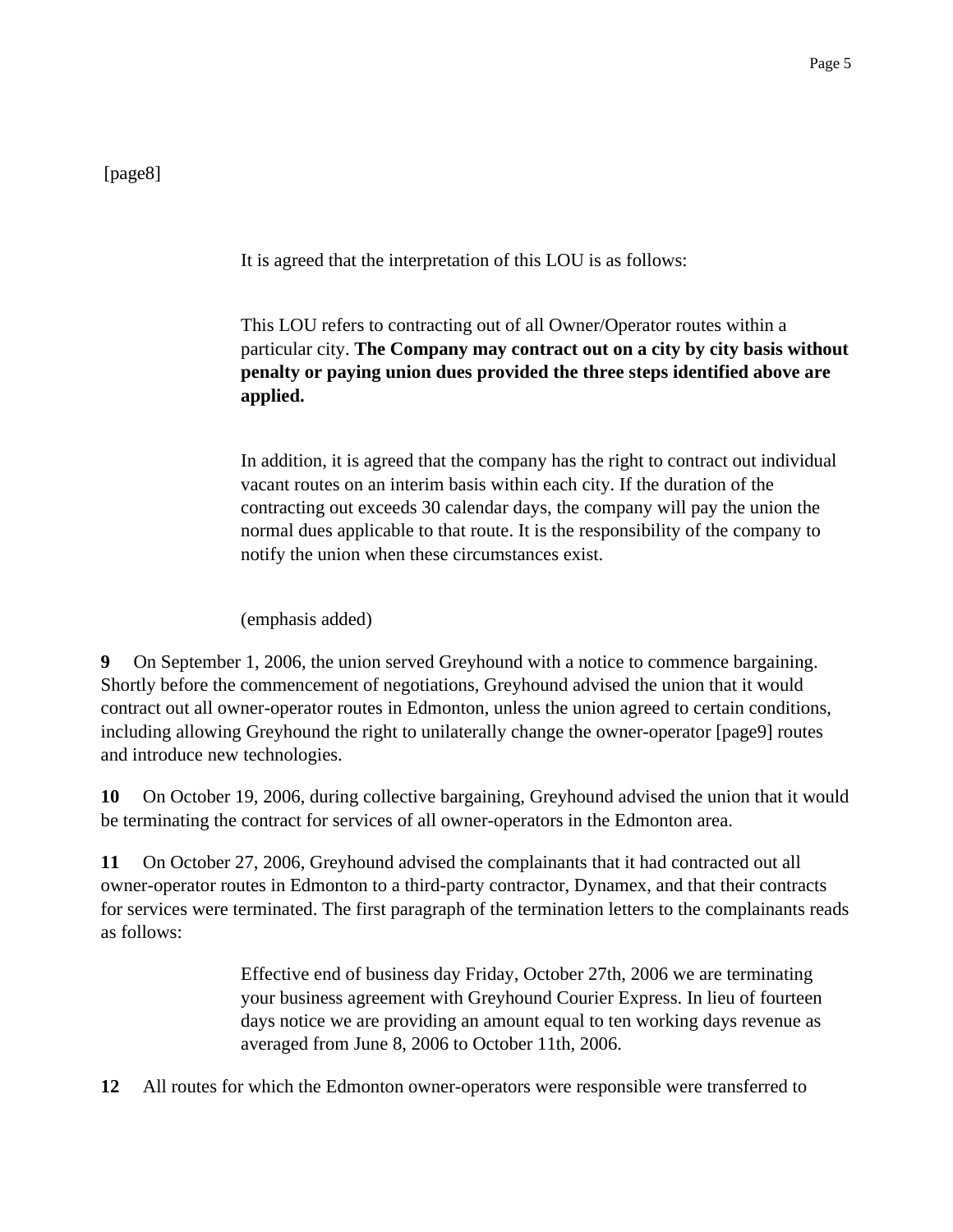[page8]

> It is agreed that the interpretation of this LOU is as follows:
>
> This LOU refers to contracting out of all Owner/Operator routes within a particular city. **The Company may contract out on a city by city basis without penalty or paying union dues provided the three steps identified above are applied.**
>
> In addition, it is agreed that the company has the right to contract out individual vacant routes on an interim basis within each city. If the duration of the contracting out exceeds 30 calendar days, the company will pay the union the normal dues applicable to that route. It is the responsibility of the company to notify the union when these circumstances exist.
>
> (emphasis added)

**9** On September 1, 2006, the union served Greyhound with a notice to commence bargaining. Shortly before the commencement of negotiations, Greyhound advised the union that it would contract out all owner-operator routes in Edmonton, unless the union agreed to certain conditions, including allowing Greyhound the right to unilaterally change the owner-operator [page9] routes and introduce new technologies.

**10** On October 19, 2006, during collective bargaining, Greyhound advised the union that it would be terminating the contract for services of all owner-operators in the Edmonton area.

**11** On October 27, 2006, Greyhound advised the complainants that it had contracted out all owner-operator routes in Edmonton to a third-party contractor, Dynamex, and that their contracts for services were terminated. The first paragraph of the termination letters to the complainants reads as follows:

> Effective end of business day Friday, October 27th, 2006 we are terminating your business agreement with Greyhound Courier Express. In lieu of fourteen days notice we are providing an amount equal to ten working days revenue as averaged from June 8, 2006 to October 11th, 2006.

**12** All routes for which the Edmonton owner-operators were responsible were transferred to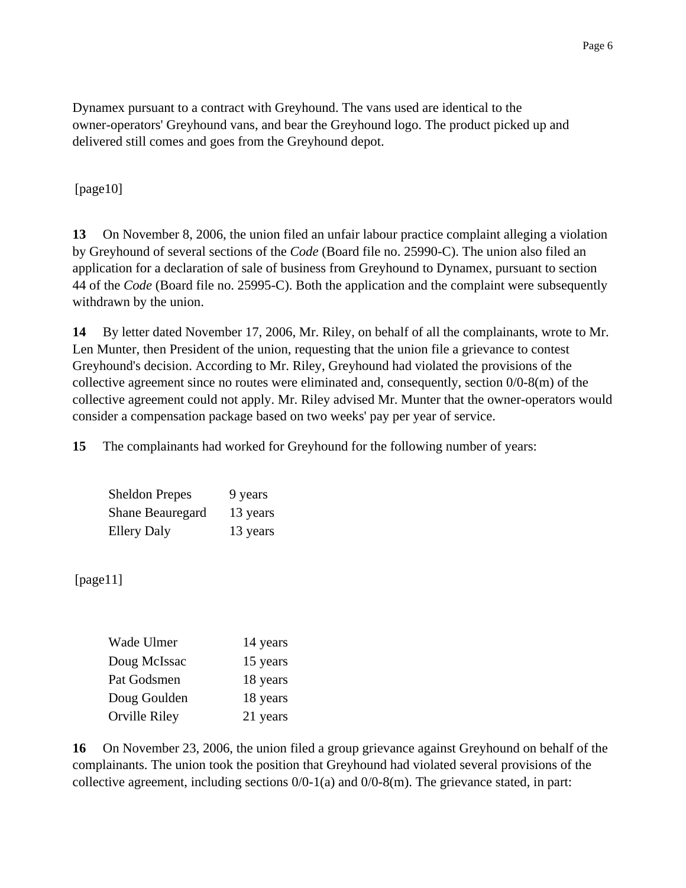Dynamex pursuant to a contract with Greyhound. The vans used are identical to the owner-operators' Greyhound vans, and bear the Greyhound logo. The product picked up and delivered still comes and goes from the Greyhound depot.

[page10]

**13** On November 8, 2006, the union filed an unfair labour practice complaint alleging a violation by Greyhound of several sections of the *Code* (Board file no. 25990-C). The union also filed an application for a declaration of sale of business from Greyhound to Dynamex, pursuant to section 44 of the *Code* (Board file no. 25995-C). Both the application and the complaint were subsequently withdrawn by the union.

**14** By letter dated November 17, 2006, Mr. Riley, on behalf of all the complainants, wrote to Mr. Len Munter, then President of the union, requesting that the union file a grievance to contest Greyhound's decision. According to Mr. Riley, Greyhound had violated the provisions of the collective agreement since no routes were eliminated and, consequently, section 0/0-8(m) of the collective agreement could not apply. Mr. Riley advised Mr. Munter that the owner-operators would consider a compensation package based on two weeks' pay per year of service.

**15** The complainants had worked for Greyhound for the following number of years:

| | |
|---|---|
| Sheldon Prepes | 9 years |
| Shane Beauregard | 13 years |
| Ellery Daly | 13 years |

[page11]

| | |
|---|---|
| Wade Ulmer | 14 years |
| Doug McIssac | 15 years |
| Pat Godsmen | 18 years |
| Doug Goulden | 18 years |
| Orville Riley | 21 years |

**16** On November 23, 2006, the union filed a group grievance against Greyhound on behalf of the complainants. The union took the position that Greyhound had violated several provisions of the collective agreement, including sections 0/0-1(a) and 0/0-8(m). The grievance stated, in part: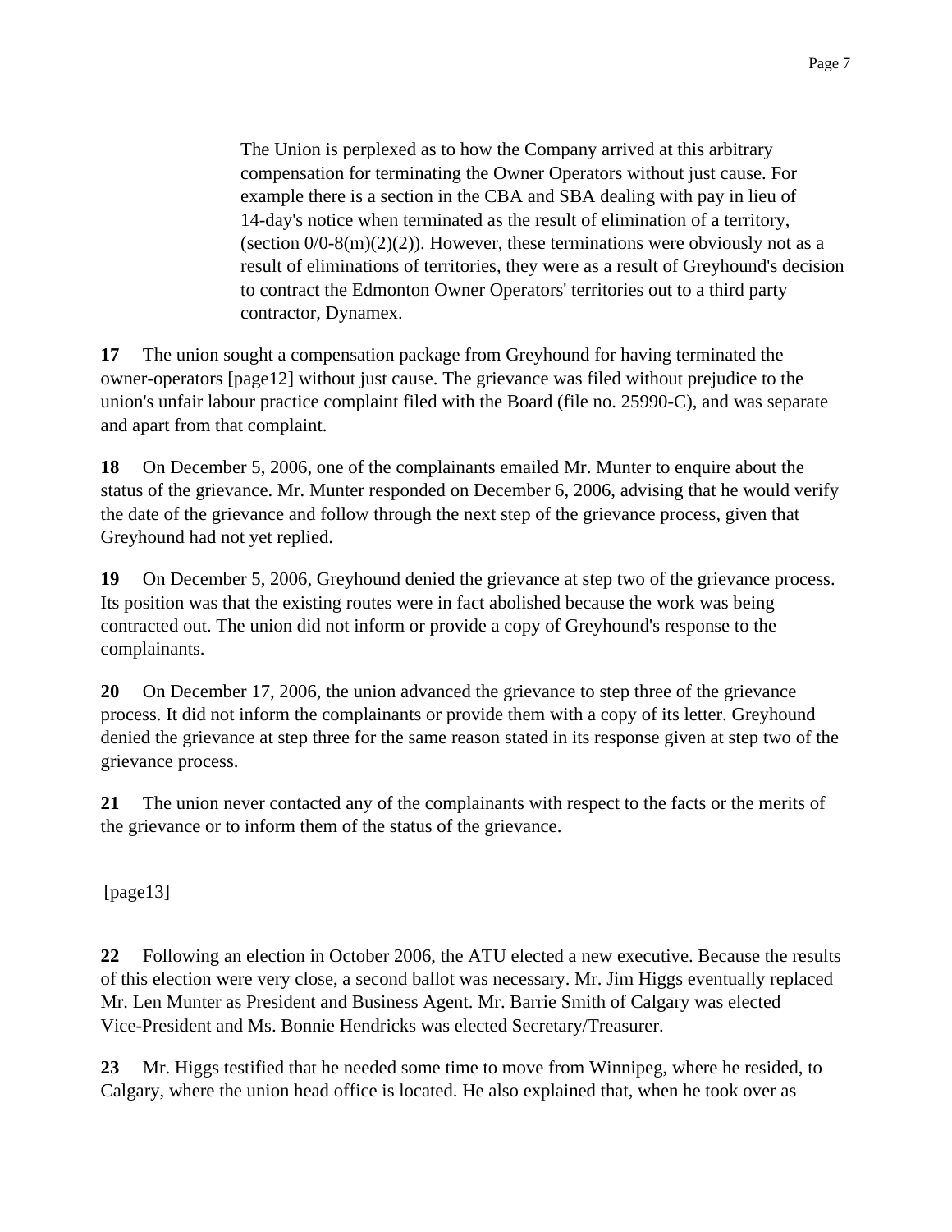> The Union is perplexed as to how the Company arrived at this arbitrary compensation for terminating the Owner Operators without just cause. For example there is a section in the CBA and SBA dealing with pay in lieu of 14-day's notice when terminated as the result of elimination of a territory, (section 0/0-8(m)(2)(2)). However, these terminations were obviously not as a result of eliminations of territories, they were as a result of Greyhound's decision to contract the Edmonton Owner Operators' territories out to a third party contractor, Dynamex.

**17** The union sought a compensation package from Greyhound for having terminated the owner-operators [page12] without just cause. The grievance was filed without prejudice to the union's unfair labour practice complaint filed with the Board (file no. 25990-C), and was separate and apart from that complaint.

**18** On December 5, 2006, one of the complainants emailed Mr. Munter to enquire about the status of the grievance. Mr. Munter responded on December 6, 2006, advising that he would verify the date of the grievance and follow through the next step of the grievance process, given that Greyhound had not yet replied.

**19** On December 5, 2006, Greyhound denied the grievance at step two of the grievance process. Its position was that the existing routes were in fact abolished because the work was being contracted out. The union did not inform or provide a copy of Greyhound's response to the complainants.

**20** On December 17, 2006, the union advanced the grievance to step three of the grievance process. It did not inform the complainants or provide them with a copy of its letter. Greyhound denied the grievance at step three for the same reason stated in its response given at step two of the grievance process.

**21** The union never contacted any of the complainants with respect to the facts or the merits of the grievance or to inform them of the status of the grievance.

[page13]

**22** Following an election in October 2006, the ATU elected a new executive. Because the results of this election were very close, a second ballot was necessary. Mr. Jim Higgs eventually replaced Mr. Len Munter as President and Business Agent. Mr. Barrie Smith of Calgary was elected Vice-President and Ms. Bonnie Hendricks was elected Secretary/Treasurer.

**23** Mr. Higgs testified that he needed some time to move from Winnipeg, where he resided, to Calgary, where the union head office is located. He also explained that, when he took over as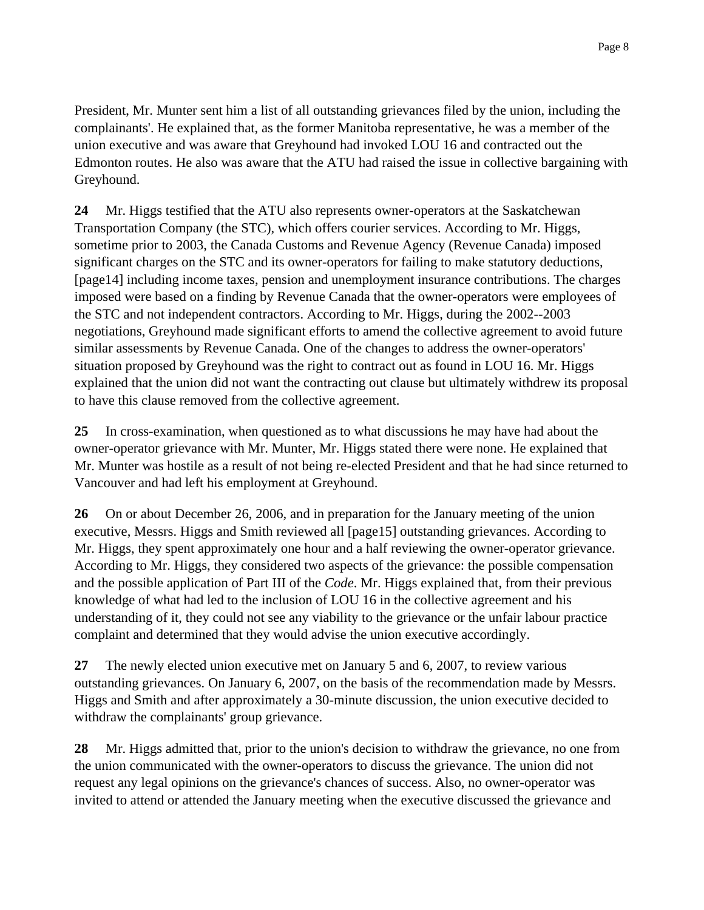President, Mr. Munter sent him a list of all outstanding grievances filed by the union, including the complainants'. He explained that, as the former Manitoba representative, he was a member of the union executive and was aware that Greyhound had invoked LOU 16 and contracted out the Edmonton routes. He also was aware that the ATU had raised the issue in collective bargaining with Greyhound.

**24** Mr. Higgs testified that the ATU also represents owner-operators at the Saskatchewan Transportation Company (the STC), which offers courier services. According to Mr. Higgs, sometime prior to 2003, the Canada Customs and Revenue Agency (Revenue Canada) imposed significant charges on the STC and its owner-operators for failing to make statutory deductions, [page14] including income taxes, pension and unemployment insurance contributions. The charges imposed were based on a finding by Revenue Canada that the owner-operators were employees of the STC and not independent contractors. According to Mr. Higgs, during the 2002--2003 negotiations, Greyhound made significant efforts to amend the collective agreement to avoid future similar assessments by Revenue Canada. One of the changes to address the owner-operators' situation proposed by Greyhound was the right to contract out as found in LOU 16. Mr. Higgs explained that the union did not want the contracting out clause but ultimately withdrew its proposal to have this clause removed from the collective agreement.

**25** In cross-examination, when questioned as to what discussions he may have had about the owner-operator grievance with Mr. Munter, Mr. Higgs stated there were none. He explained that Mr. Munter was hostile as a result of not being re-elected President and that he had since returned to Vancouver and had left his employment at Greyhound.

**26** On or about December 26, 2006, and in preparation for the January meeting of the union executive, Messrs. Higgs and Smith reviewed all [page15] outstanding grievances. According to Mr. Higgs, they spent approximately one hour and a half reviewing the owner-operator grievance. According to Mr. Higgs, they considered two aspects of the grievance: the possible compensation and the possible application of Part III of the *Code*. Mr. Higgs explained that, from their previous knowledge of what had led to the inclusion of LOU 16 in the collective agreement and his understanding of it, they could not see any viability to the grievance or the unfair labour practice complaint and determined that they would advise the union executive accordingly.

**27** The newly elected union executive met on January 5 and 6, 2007, to review various outstanding grievances. On January 6, 2007, on the basis of the recommendation made by Messrs. Higgs and Smith and after approximately a 30-minute discussion, the union executive decided to withdraw the complainants' group grievance.

**28** Mr. Higgs admitted that, prior to the union's decision to withdraw the grievance, no one from the union communicated with the owner-operators to discuss the grievance. The union did not request any legal opinions on the grievance's chances of success. Also, no owner-operator was invited to attend or attended the January meeting when the executive discussed the grievance and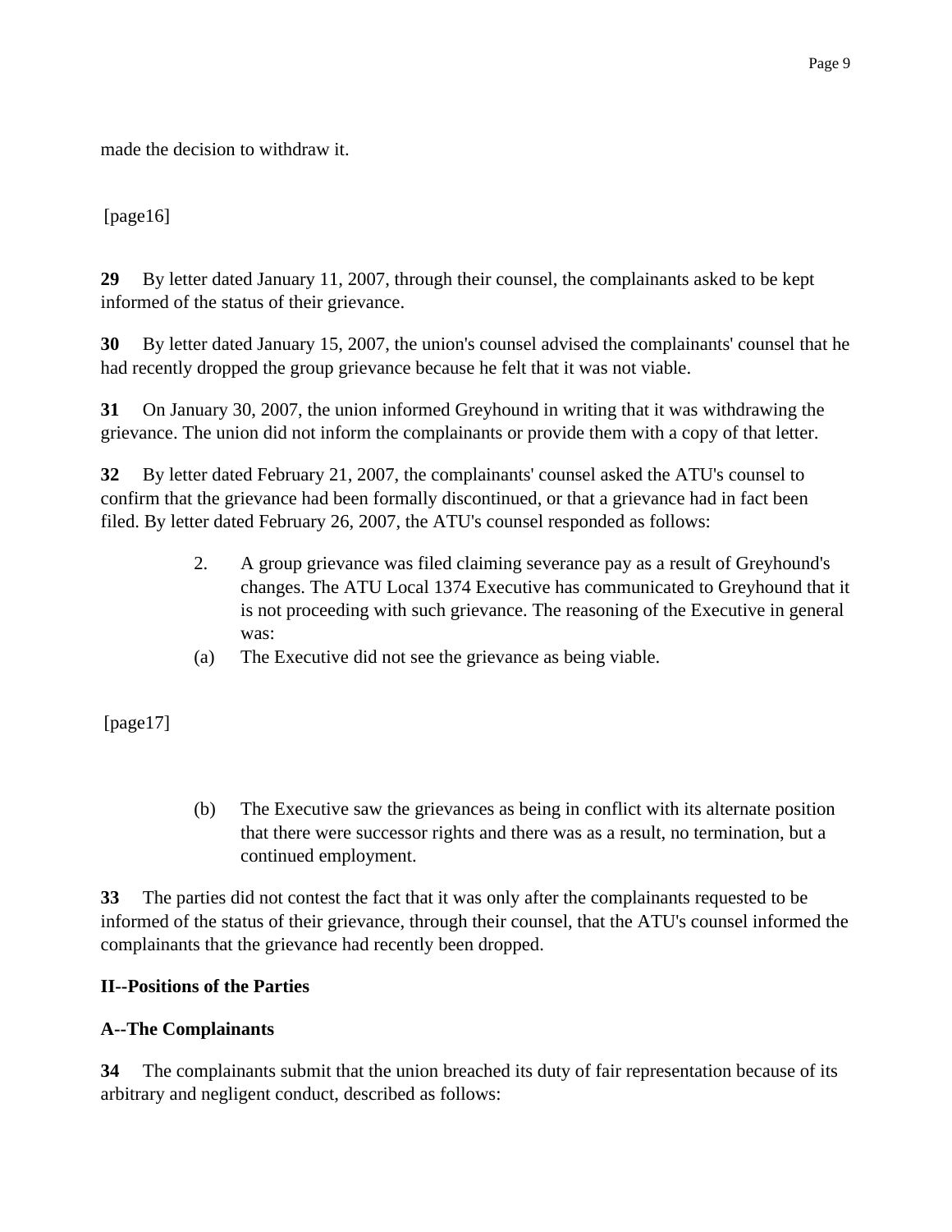made the decision to withdraw it.

[page16]

**29** By letter dated January 11, 2007, through their counsel, the complainants asked to be kept informed of the status of their grievance.

**30** By letter dated January 15, 2007, the union's counsel advised the complainants' counsel that he had recently dropped the group grievance because he felt that it was not viable.

**31** On January 30, 2007, the union informed Greyhound in writing that it was withdrawing the grievance. The union did not inform the complainants or provide them with a copy of that letter.

**32** By letter dated February 21, 2007, the complainants' counsel asked the ATU's counsel to confirm that the grievance had been formally discontinued, or that a grievance had in fact been filed. By letter dated February 26, 2007, the ATU's counsel responded as follows:

> 2. A group grievance was filed claiming severance pay as a result of Greyhound's changes. The ATU Local 1374 Executive has communicated to Greyhound that it is not proceeding with such grievance. The reasoning of the Executive in general was:
>
> (a) The Executive did not see the grievance as being viable.
>
> [page17]
>
> (b) The Executive saw the grievances as being in conflict with its alternate position that there were successor rights and there was as a result, no termination, but a continued employment.

**33** The parties did not contest the fact that it was only after the complainants requested to be informed of the status of their grievance, through their counsel, that the ATU's counsel informed the complainants that the grievance had recently been dropped.

## II--Positions of the Parties

### A--The Complainants

**34** The complainants submit that the union breached its duty of fair representation because of its arbitrary and negligent conduct, described as follows: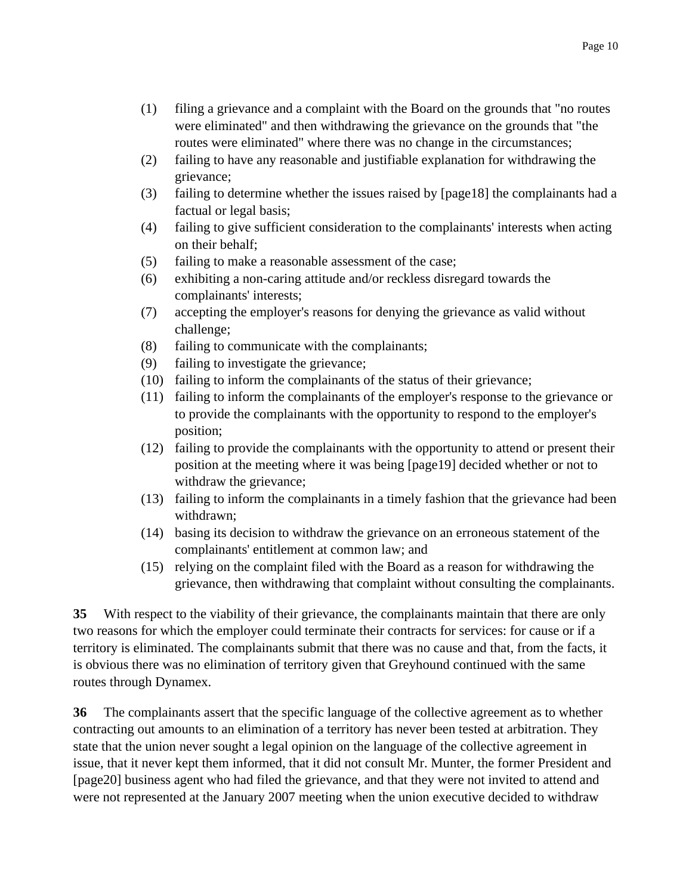(1) filing a grievance and a complaint with the Board on the grounds that "no routes were eliminated" and then withdrawing the grievance on the grounds that "the routes were eliminated" where there was no change in the circumstances;
(2) failing to have any reasonable and justifiable explanation for withdrawing the grievance;
(3) failing to determine whether the issues raised by [page18] the complainants had a factual or legal basis;
(4) failing to give sufficient consideration to the complainants' interests when acting on their behalf;
(5) failing to make a reasonable assessment of the case;
(6) exhibiting a non-caring attitude and/or reckless disregard towards the complainants' interests;
(7) accepting the employer's reasons for denying the grievance as valid without challenge;
(8) failing to communicate with the complainants;
(9) failing to investigate the grievance;
(10) failing to inform the complainants of the status of their grievance;
(11) failing to inform the complainants of the employer's response to the grievance or to provide the complainants with the opportunity to respond to the employer's position;
(12) failing to provide the complainants with the opportunity to attend or present their position at the meeting where it was being [page19] decided whether or not to withdraw the grievance;
(13) failing to inform the complainants in a timely fashion that the grievance had been withdrawn;
(14) basing its decision to withdraw the grievance on an erroneous statement of the complainants' entitlement at common law; and
(15) relying on the complaint filed with the Board as a reason for withdrawing the grievance, then withdrawing that complaint without consulting the complainants.

**35** With respect to the viability of their grievance, the complainants maintain that there are only two reasons for which the employer could terminate their contracts for services: for cause or if a territory is eliminated. The complainants submit that there was no cause and that, from the facts, it is obvious there was no elimination of territory given that Greyhound continued with the same routes through Dynamex.

**36** The complainants assert that the specific language of the collective agreement as to whether contracting out amounts to an elimination of a territory has never been tested at arbitration. They state that the union never sought a legal opinion on the language of the collective agreement in issue, that it never kept them informed, that it did not consult Mr. Munter, the former President and [page20] business agent who had filed the grievance, and that they were not invited to attend and were not represented at the January 2007 meeting when the union executive decided to withdraw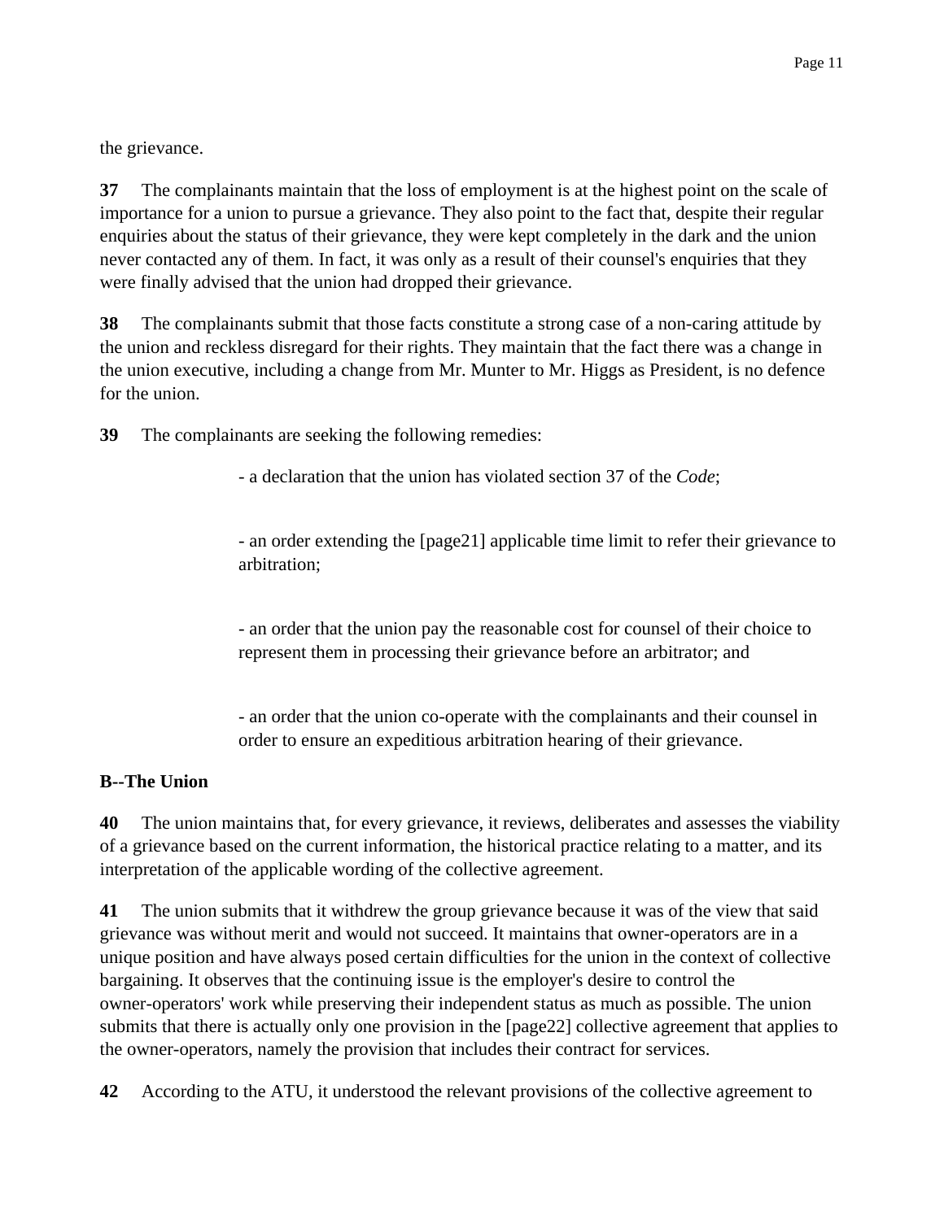the grievance.

**37** The complainants maintain that the loss of employment is at the highest point on the scale of importance for a union to pursue a grievance. They also point to the fact that, despite their regular enquiries about the status of their grievance, they were kept completely in the dark and the union never contacted any of them. In fact, it was only as a result of their counsel's enquiries that they were finally advised that the union had dropped their grievance.

**38** The complainants submit that those facts constitute a strong case of a non-caring attitude by the union and reckless disregard for their rights. They maintain that the fact there was a change in the union executive, including a change from Mr. Munter to Mr. Higgs as President, is no defence for the union.

**39** The complainants are seeking the following remedies:

- a declaration that the union has violated section 37 of the *Code*;

- an order extending the [page21] applicable time limit to refer their grievance to arbitration;

- an order that the union pay the reasonable cost for counsel of their choice to represent them in processing their grievance before an arbitrator; and

- an order that the union co-operate with the complainants and their counsel in order to ensure an expeditious arbitration hearing of their grievance.

**B--The Union**

**40** The union maintains that, for every grievance, it reviews, deliberates and assesses the viability of a grievance based on the current information, the historical practice relating to a matter, and its interpretation of the applicable wording of the collective agreement.

**41** The union submits that it withdrew the group grievance because it was of the view that said grievance was without merit and would not succeed. It maintains that owner-operators are in a unique position and have always posed certain difficulties for the union in the context of collective bargaining. It observes that the continuing issue is the employer's desire to control the owner-operators' work while preserving their independent status as much as possible. The union submits that there is actually only one provision in the [page22] collective agreement that applies to the owner-operators, namely the provision that includes their contract for services.

**42** According to the ATU, it understood the relevant provisions of the collective agreement to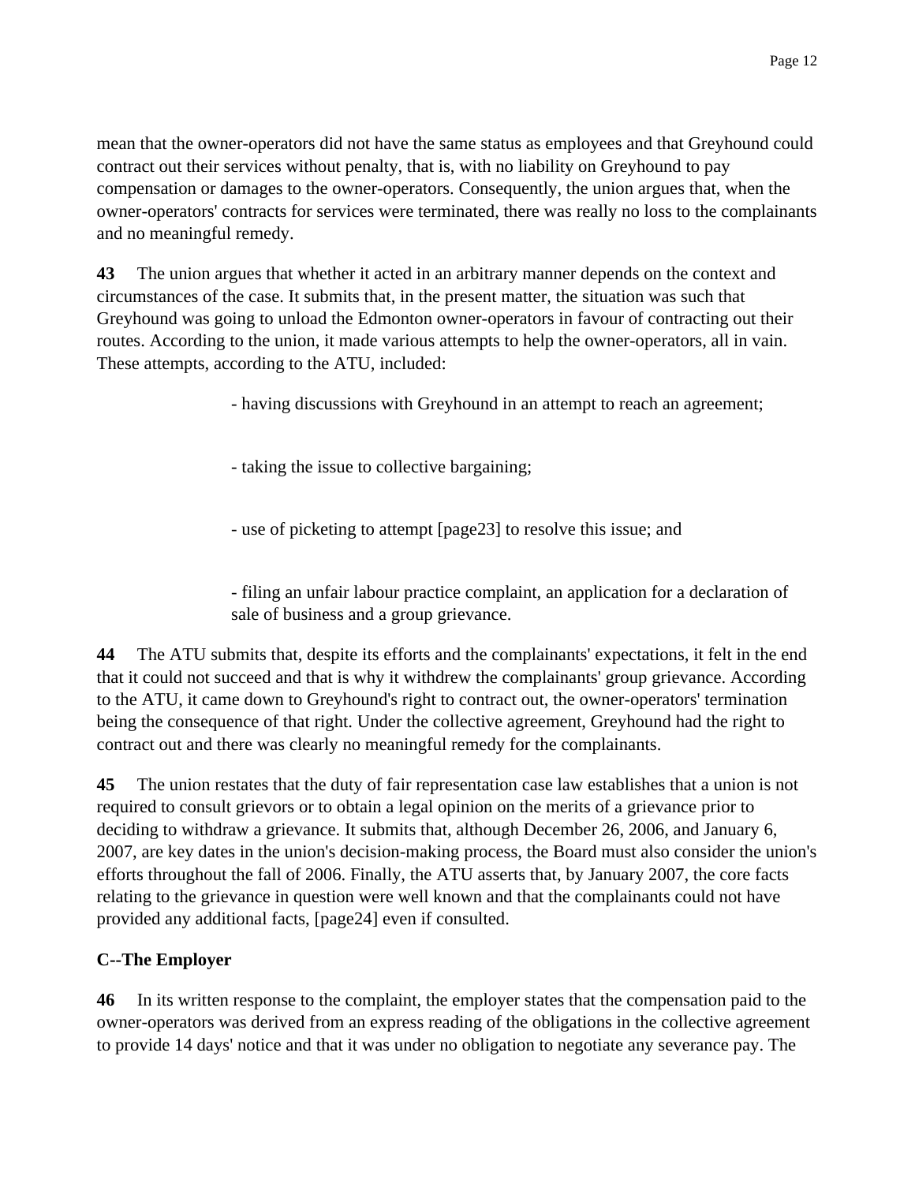mean that the owner-operators did not have the same status as employees and that Greyhound could contract out their services without penalty, that is, with no liability on Greyhound to pay compensation or damages to the owner-operators. Consequently, the union argues that, when the owner-operators' contracts for services were terminated, there was really no loss to the complainants and no meaningful remedy.

**43** The union argues that whether it acted in an arbitrary manner depends on the context and circumstances of the case. It submits that, in the present matter, the situation was such that Greyhound was going to unload the Edmonton owner-operators in favour of contracting out their routes. According to the union, it made various attempts to help the owner-operators, all in vain. These attempts, according to the ATU, included:

- having discussions with Greyhound in an attempt to reach an agreement;
- taking the issue to collective bargaining;
- use of picketing to attempt [page23] to resolve this issue; and
- filing an unfair labour practice complaint, an application for a declaration of sale of business and a group grievance.

**44** The ATU submits that, despite its efforts and the complainants' expectations, it felt in the end that it could not succeed and that is why it withdrew the complainants' group grievance. According to the ATU, it came down to Greyhound's right to contract out, the owner-operators' termination being the consequence of that right. Under the collective agreement, Greyhound had the right to contract out and there was clearly no meaningful remedy for the complainants.

**45** The union restates that the duty of fair representation case law establishes that a union is not required to consult grievors or to obtain a legal opinion on the merits of a grievance prior to deciding to withdraw a grievance. It submits that, although December 26, 2006, and January 6, 2007, are key dates in the union's decision-making process, the Board must also consider the union's efforts throughout the fall of 2006. Finally, the ATU asserts that, by January 2007, the core facts relating to the grievance in question were well known and that the complainants could not have provided any additional facts, [page24] even if consulted.

### C--The Employer

**46** In its written response to the complaint, the employer states that the compensation paid to the owner-operators was derived from an express reading of the obligations in the collective agreement to provide 14 days' notice and that it was under no obligation to negotiate any severance pay. The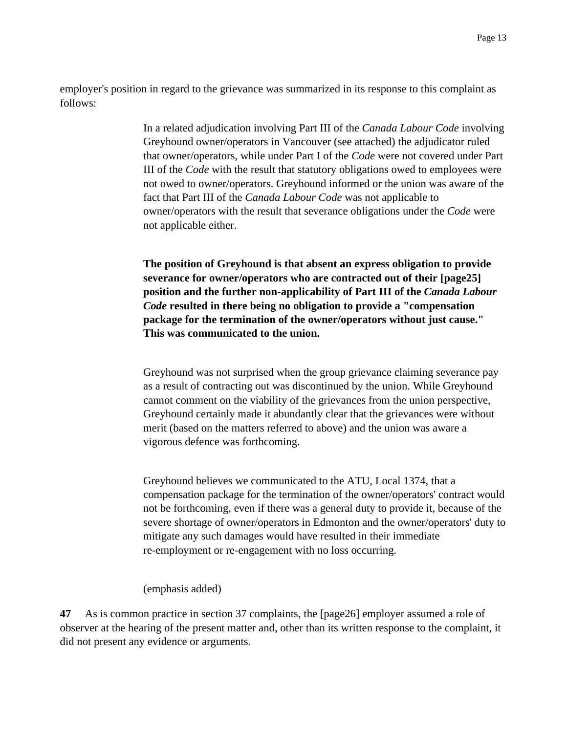employer's position in regard to the grievance was summarized in its response to this complaint as follows:

> In a related adjudication involving Part III of the *Canada Labour Code* involving Greyhound owner/operators in Vancouver (see attached) the adjudicator ruled that owner/operators, while under Part I of the *Code* were not covered under Part III of the *Code* with the result that statutory obligations owed to employees were not owed to owner/operators. Greyhound informed or the union was aware of the fact that Part III of the *Canada Labour Code* was not applicable to owner/operators with the result that severance obligations under the *Code* were not applicable either.
>
> **The position of Greyhound is that absent an express obligation to provide severance for owner/operators who are contracted out of their [page25] position and the further non-applicability of Part III of the *Canada Labour Code* resulted in there being no obligation to provide a "compensation package for the termination of the owner/operators without just cause." This was communicated to the union.**
>
> Greyhound was not surprised when the group grievance claiming severance pay as a result of contracting out was discontinued by the union. While Greyhound cannot comment on the viability of the grievances from the union perspective, Greyhound certainly made it abundantly clear that the grievances were without merit (based on the matters referred to above) and the union was aware a vigorous defence was forthcoming.
>
> Greyhound believes we communicated to the ATU, Local 1374, that a compensation package for the termination of the owner/operators' contract would not be forthcoming, even if there was a general duty to provide it, because of the severe shortage of owner/operators in Edmonton and the owner/operators' duty to mitigate any such damages would have resulted in their immediate re-employment or re-engagement with no loss occurring.
>
> (emphasis added)

**47** As is common practice in section 37 complaints, the [page26] employer assumed a role of observer at the hearing of the present matter and, other than its written response to the complaint, it did not present any evidence or arguments.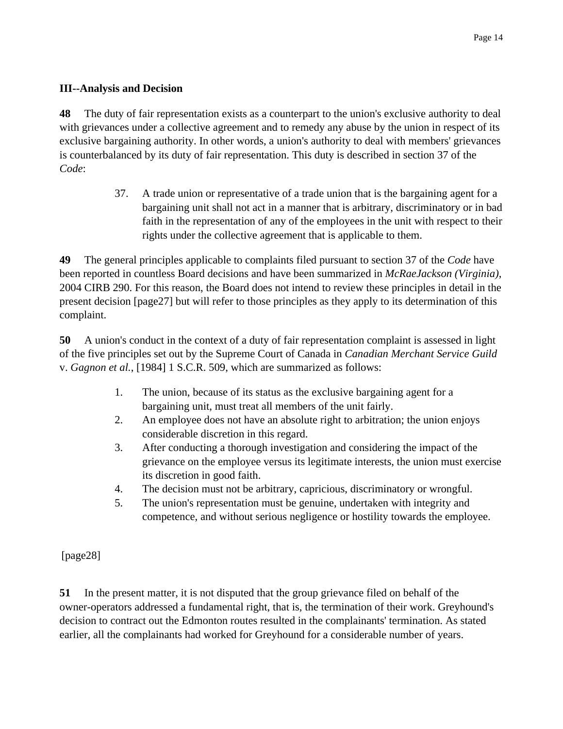### III--Analysis and Decision

**48** The duty of fair representation exists as a counterpart to the union's exclusive authority to deal with grievances under a collective agreement and to remedy any abuse by the union in respect of its exclusive bargaining authority. In other words, a union's authority to deal with members' grievances is counterbalanced by its duty of fair representation. This duty is described in section 37 of the *Code*:

> 37. A trade union or representative of a trade union that is the bargaining agent for a bargaining unit shall not act in a manner that is arbitrary, discriminatory or in bad faith in the representation of any of the employees in the unit with respect to their rights under the collective agreement that is applicable to them.

**49** The general principles applicable to complaints filed pursuant to section 37 of the *Code* have been reported in countless Board decisions and have been summarized in *McRaeJackson (Virginia)*, 2004 CIRB 290. For this reason, the Board does not intend to review these principles in detail in the present decision [page27] but will refer to those principles as they apply to its determination of this complaint.

**50** A union's conduct in the context of a duty of fair representation complaint is assessed in light of the five principles set out by the Supreme Court of Canada in *Canadian Merchant Service Guild* v. *Gagnon et al.*, [1984] 1 S.C.R. 509, which are summarized as follows:

1. The union, because of its status as the exclusive bargaining agent for a bargaining unit, must treat all members of the unit fairly.
2. An employee does not have an absolute right to arbitration; the union enjoys considerable discretion in this regard.
3. After conducting a thorough investigation and considering the impact of the grievance on the employee versus its legitimate interests, the union must exercise its discretion in good faith.
4. The decision must not be arbitrary, capricious, discriminatory or wrongful.
5. The union's representation must be genuine, undertaken with integrity and competence, and without serious negligence or hostility towards the employee.

[page28]

**51** In the present matter, it is not disputed that the group grievance filed on behalf of the owner-operators addressed a fundamental right, that is, the termination of their work. Greyhound's decision to contract out the Edmonton routes resulted in the complainants' termination. As stated earlier, all the complainants had worked for Greyhound for a considerable number of years.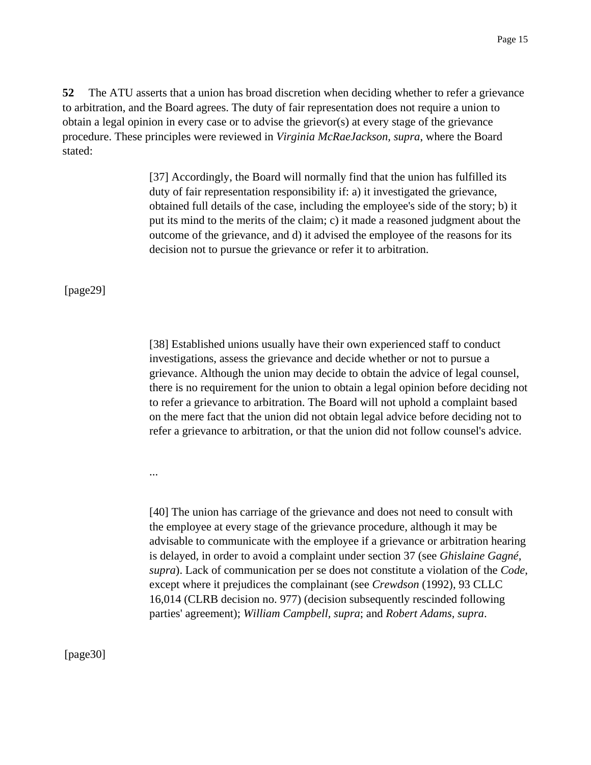**52** The ATU asserts that a union has broad discretion when deciding whether to refer a grievance to arbitration, and the Board agrees. The duty of fair representation does not require a union to obtain a legal opinion in every case or to advise the grievor(s) at every stage of the grievance procedure. These principles were reviewed in *Virginia McRaeJackson, supra*, where the Board stated:

> [37] Accordingly, the Board will normally find that the union has fulfilled its duty of fair representation responsibility if: a) it investigated the grievance, obtained full details of the case, including the employee's side of the story; b) it put its mind to the merits of the claim; c) it made a reasoned judgment about the outcome of the grievance, and d) it advised the employee of the reasons for its decision not to pursue the grievance or refer it to arbitration.

[page29]

> [38] Established unions usually have their own experienced staff to conduct investigations, assess the grievance and decide whether or not to pursue a grievance. Although the union may decide to obtain the advice of legal counsel, there is no requirement for the union to obtain a legal opinion before deciding not to refer a grievance to arbitration. The Board will not uphold a complaint based on the mere fact that the union did not obtain legal advice before deciding not to refer a grievance to arbitration, or that the union did not follow counsel's advice.
>
> ...
>
> [40] The union has carriage of the grievance and does not need to consult with the employee at every stage of the grievance procedure, although it may be advisable to communicate with the employee if a grievance or arbitration hearing is delayed, in order to avoid a complaint under section 37 (see *Ghislaine Gagné, supra*). Lack of communication per se does not constitute a violation of the *Code*, except where it prejudices the complainant (see *Crewdson* (1992), 93 CLLC 16,014 (CLRB decision no. 977) (decision subsequently rescinded following parties' agreement); *William Campbell, supra*; and *Robert Adams, supra*.

[page30]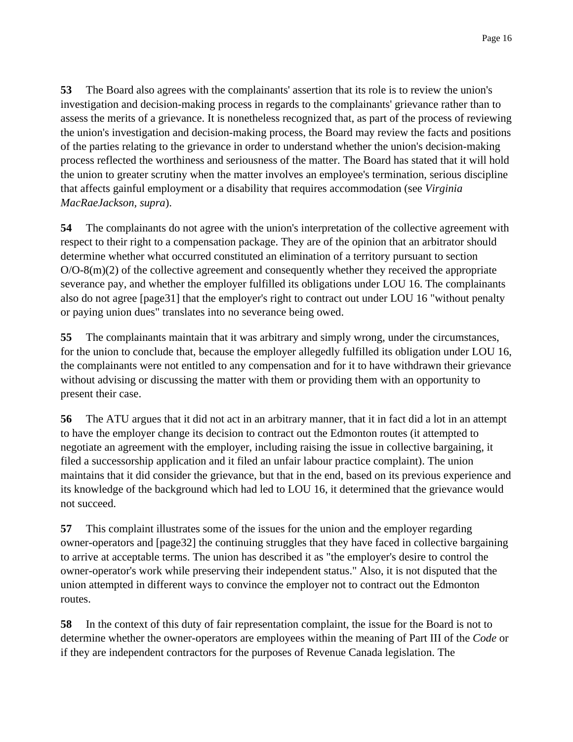**53** The Board also agrees with the complainants' assertion that its role is to review the union's investigation and decision-making process in regards to the complainants' grievance rather than to assess the merits of a grievance. It is nonetheless recognized that, as part of the process of reviewing the union's investigation and decision-making process, the Board may review the facts and positions of the parties relating to the grievance in order to understand whether the union's decision-making process reflected the worthiness and seriousness of the matter. The Board has stated that it will hold the union to greater scrutiny when the matter involves an employee's termination, serious discipline that affects gainful employment or a disability that requires accommodation (see *Virginia MacRaeJackson*, *supra*).

**54** The complainants do not agree with the union's interpretation of the collective agreement with respect to their right to a compensation package. They are of the opinion that an arbitrator should determine whether what occurred constituted an elimination of a territory pursuant to section O/O-8(m)(2) of the collective agreement and consequently whether they received the appropriate severance pay, and whether the employer fulfilled its obligations under LOU 16. The complainants also do not agree [page31] that the employer's right to contract out under LOU 16 "without penalty or paying union dues" translates into no severance being owed.

**55** The complainants maintain that it was arbitrary and simply wrong, under the circumstances, for the union to conclude that, because the employer allegedly fulfilled its obligation under LOU 16, the complainants were not entitled to any compensation and for it to have withdrawn their grievance without advising or discussing the matter with them or providing them with an opportunity to present their case.

**56** The ATU argues that it did not act in an arbitrary manner, that it in fact did a lot in an attempt to have the employer change its decision to contract out the Edmonton routes (it attempted to negotiate an agreement with the employer, including raising the issue in collective bargaining, it filed a successorship application and it filed an unfair labour practice complaint). The union maintains that it did consider the grievance, but that in the end, based on its previous experience and its knowledge of the background which had led to LOU 16, it determined that the grievance would not succeed.

**57** This complaint illustrates some of the issues for the union and the employer regarding owner-operators and [page32] the continuing struggles that they have faced in collective bargaining to arrive at acceptable terms. The union has described it as "the employer's desire to control the owner-operator's work while preserving their independent status." Also, it is not disputed that the union attempted in different ways to convince the employer not to contract out the Edmonton routes.

**58** In the context of this duty of fair representation complaint, the issue for the Board is not to determine whether the owner-operators are employees within the meaning of Part III of the *Code* or if they are independent contractors for the purposes of Revenue Canada legislation. The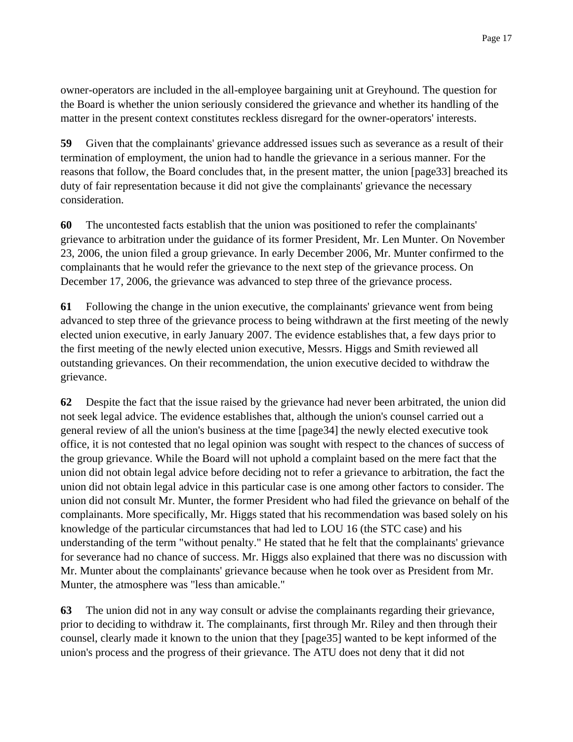owner-operators are included in the all-employee bargaining unit at Greyhound. The question for the Board is whether the union seriously considered the grievance and whether its handling of the matter in the present context constitutes reckless disregard for the owner-operators' interests.

**59** Given that the complainants' grievance addressed issues such as severance as a result of their termination of employment, the union had to handle the grievance in a serious manner. For the reasons that follow, the Board concludes that, in the present matter, the union [page33] breached its duty of fair representation because it did not give the complainants' grievance the necessary consideration.

**60** The uncontested facts establish that the union was positioned to refer the complainants' grievance to arbitration under the guidance of its former President, Mr. Len Munter. On November 23, 2006, the union filed a group grievance. In early December 2006, Mr. Munter confirmed to the complainants that he would refer the grievance to the next step of the grievance process. On December 17, 2006, the grievance was advanced to step three of the grievance process.

**61** Following the change in the union executive, the complainants' grievance went from being advanced to step three of the grievance process to being withdrawn at the first meeting of the newly elected union executive, in early January 2007. The evidence establishes that, a few days prior to the first meeting of the newly elected union executive, Messrs. Higgs and Smith reviewed all outstanding grievances. On their recommendation, the union executive decided to withdraw the grievance.

**62** Despite the fact that the issue raised by the grievance had never been arbitrated, the union did not seek legal advice. The evidence establishes that, although the union's counsel carried out a general review of all the union's business at the time [page34] the newly elected executive took office, it is not contested that no legal opinion was sought with respect to the chances of success of the group grievance. While the Board will not uphold a complaint based on the mere fact that the union did not obtain legal advice before deciding not to refer a grievance to arbitration, the fact the union did not obtain legal advice in this particular case is one among other factors to consider. The union did not consult Mr. Munter, the former President who had filed the grievance on behalf of the complainants. More specifically, Mr. Higgs stated that his recommendation was based solely on his knowledge of the particular circumstances that had led to LOU 16 (the STC case) and his understanding of the term "without penalty." He stated that he felt that the complainants' grievance for severance had no chance of success. Mr. Higgs also explained that there was no discussion with Mr. Munter about the complainants' grievance because when he took over as President from Mr. Munter, the atmosphere was "less than amicable."

**63** The union did not in any way consult or advise the complainants regarding their grievance, prior to deciding to withdraw it. The complainants, first through Mr. Riley and then through their counsel, clearly made it known to the union that they [page35] wanted to be kept informed of the union's process and the progress of their grievance. The ATU does not deny that it did not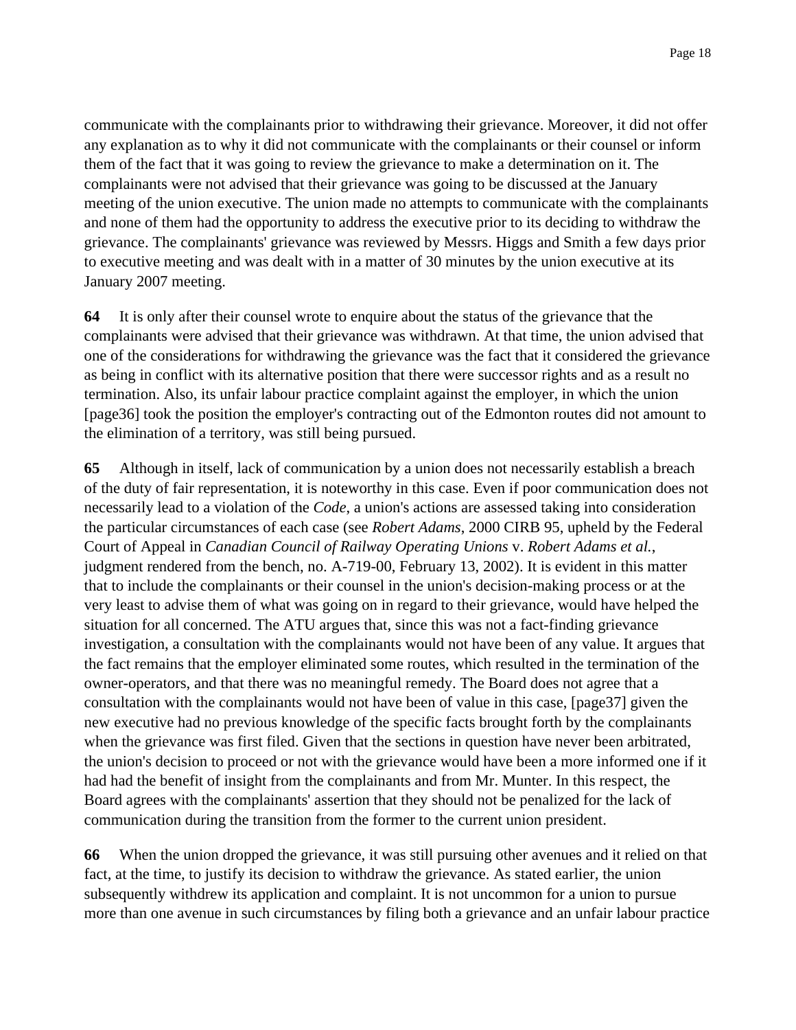communicate with the complainants prior to withdrawing their grievance. Moreover, it did not offer any explanation as to why it did not communicate with the complainants or their counsel or inform them of the fact that it was going to review the grievance to make a determination on it. The complainants were not advised that their grievance was going to be discussed at the January meeting of the union executive. The union made no attempts to communicate with the complainants and none of them had the opportunity to address the executive prior to its deciding to withdraw the grievance. The complainants' grievance was reviewed by Messrs. Higgs and Smith a few days prior to executive meeting and was dealt with in a matter of 30 minutes by the union executive at its January 2007 meeting.

**64** It is only after their counsel wrote to enquire about the status of the grievance that the complainants were advised that their grievance was withdrawn. At that time, the union advised that one of the considerations for withdrawing the grievance was the fact that it considered the grievance as being in conflict with its alternative position that there were successor rights and as a result no termination. Also, its unfair labour practice complaint against the employer, in which the union [page36] took the position the employer's contracting out of the Edmonton routes did not amount to the elimination of a territory, was still being pursued.

**65** Although in itself, lack of communication by a union does not necessarily establish a breach of the duty of fair representation, it is noteworthy in this case. Even if poor communication does not necessarily lead to a violation of the *Code*, a union's actions are assessed taking into consideration the particular circumstances of each case (see *Robert Adams*, 2000 CIRB 95, upheld by the Federal Court of Appeal in *Canadian Council of Railway Operating Unions* v. *Robert Adams et al.*, judgment rendered from the bench, no. A-719-00, February 13, 2002). It is evident in this matter that to include the complainants or their counsel in the union's decision-making process or at the very least to advise them of what was going on in regard to their grievance, would have helped the situation for all concerned. The ATU argues that, since this was not a fact-finding grievance investigation, a consultation with the complainants would not have been of any value. It argues that the fact remains that the employer eliminated some routes, which resulted in the termination of the owner-operators, and that there was no meaningful remedy. The Board does not agree that a consultation with the complainants would not have been of value in this case, [page37] given the new executive had no previous knowledge of the specific facts brought forth by the complainants when the grievance was first filed. Given that the sections in question have never been arbitrated, the union's decision to proceed or not with the grievance would have been a more informed one if it had had the benefit of insight from the complainants and from Mr. Munter. In this respect, the Board agrees with the complainants' assertion that they should not be penalized for the lack of communication during the transition from the former to the current union president.

**66** When the union dropped the grievance, it was still pursuing other avenues and it relied on that fact, at the time, to justify its decision to withdraw the grievance. As stated earlier, the union subsequently withdrew its application and complaint. It is not uncommon for a union to pursue more than one avenue in such circumstances by filing both a grievance and an unfair labour practice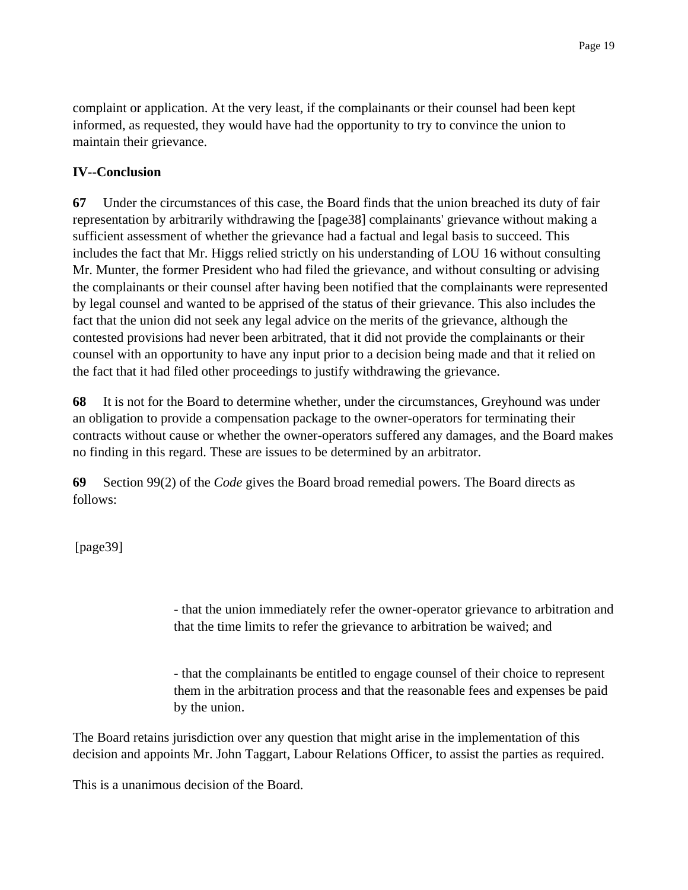complaint or application. At the very least, if the complainants or their counsel had been kept informed, as requested, they would have had the opportunity to try to convince the union to maintain their grievance.

**IV--Conclusion**

**67** Under the circumstances of this case, the Board finds that the union breached its duty of fair representation by arbitrarily withdrawing the [page38] complainants' grievance without making a sufficient assessment of whether the grievance had a factual and legal basis to succeed. This includes the fact that Mr. Higgs relied strictly on his understanding of LOU 16 without consulting Mr. Munter, the former President who had filed the grievance, and without consulting or advising the complainants or their counsel after having been notified that the complainants were represented by legal counsel and wanted to be apprised of the status of their grievance. This also includes the fact that the union did not seek any legal advice on the merits of the grievance, although the contested provisions had never been arbitrated, that it did not provide the complainants or their counsel with an opportunity to have any input prior to a decision being made and that it relied on the fact that it had filed other proceedings to justify withdrawing the grievance.

**68** It is not for the Board to determine whether, under the circumstances, Greyhound was under an obligation to provide a compensation package to the owner-operators for terminating their contracts without cause or whether the owner-operators suffered any damages, and the Board makes no finding in this regard. These are issues to be determined by an arbitrator.

**69** Section 99(2) of the *Code* gives the Board broad remedial powers. The Board directs as follows:

[page39]

- that the union immediately refer the owner-operator grievance to arbitration and that the time limits to refer the grievance to arbitration be waived; and

- that the complainants be entitled to engage counsel of their choice to represent them in the arbitration process and that the reasonable fees and expenses be paid by the union.

The Board retains jurisdiction over any question that might arise in the implementation of this decision and appoints Mr. John Taggart, Labour Relations Officer, to assist the parties as required.

This is a unanimous decision of the Board.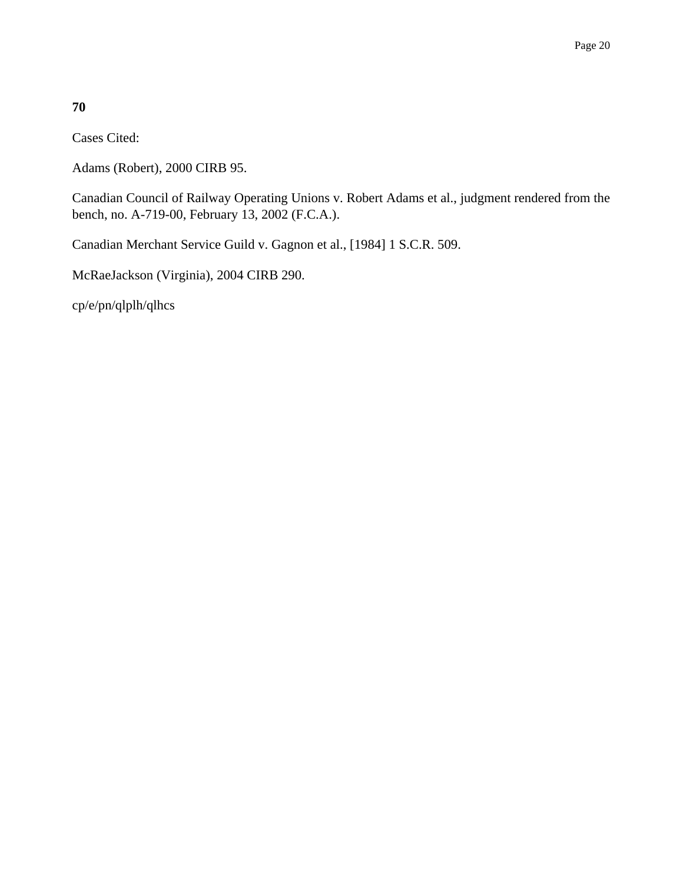**70**

Cases Cited:

Adams (Robert), 2000 CIRB 95.

Canadian Council of Railway Operating Unions v. Robert Adams et al., judgment rendered from the bench, no. A-719-00, February 13, 2002 (F.C.A.).

Canadian Merchant Service Guild v. Gagnon et al., [1984] 1 S.C.R. 509.

McRaeJackson (Virginia), 2004 CIRB 290.

cp/e/pn/qlplh/qlhcs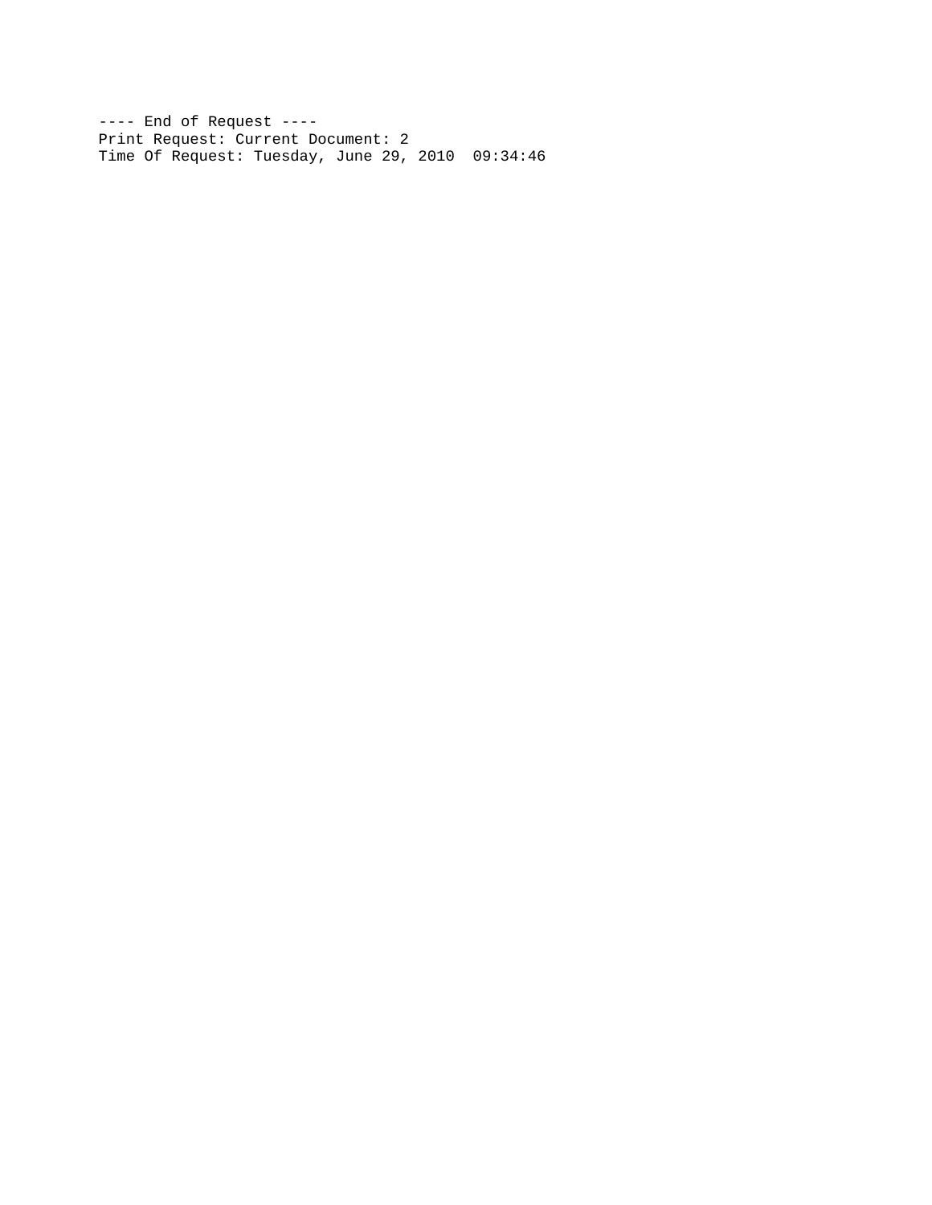---- End of Request ----
Print Request: Current Document: 2
Time Of Request: Tuesday, June 29, 2010  09:34:46